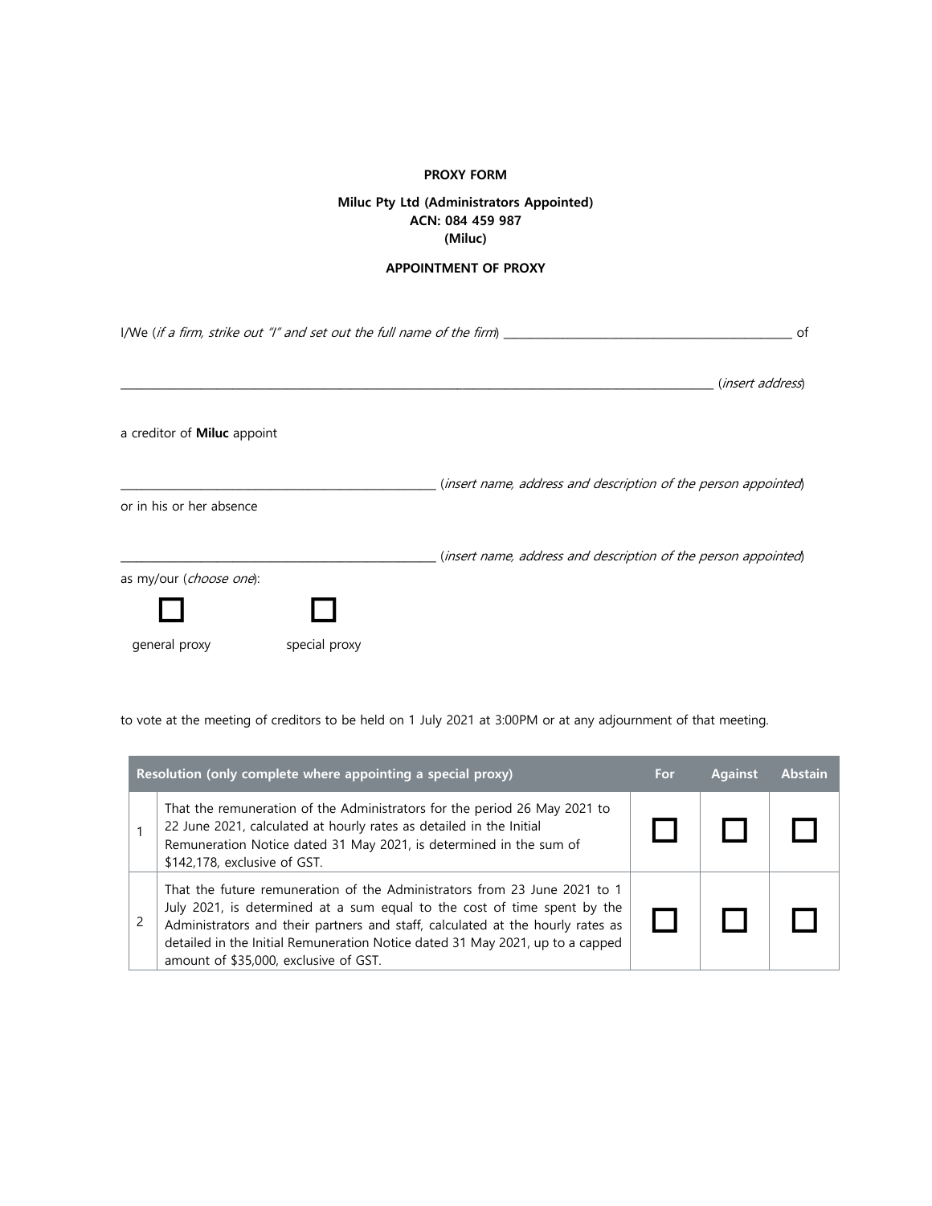**PROXY FORM**

**Miluc Pty Ltd (Administrators Appointed)**
**ACN: 084 459 987**
**(Miluc)**

**APPOINTMENT OF PROXY**

I/We (*if a firm, strike out "I" and set out the full name of the firm*) \_\_\_\_\_\_\_\_\_\_\_\_\_\_\_\_\_\_\_\_\_\_\_\_\_\_\_\_\_\_\_\_\_\_\_\_\_\_\_\_\_\_\_\_ of

\_\_\_\_\_\_\_\_\_\_\_\_\_\_\_\_\_\_\_\_\_\_\_\_\_\_\_\_\_\_\_\_\_\_\_\_\_\_\_\_\_\_\_\_\_\_\_\_\_\_\_\_\_\_\_\_\_\_\_\_\_\_\_\_\_\_\_\_\_\_\_\_\_\_\_\_\_\_\_\_\_\_\_\_\_\_\_\_\_\_\_\_\_\_\_\_\_\_ (*insert address*)

a creditor of **Miluc** appoint

\_\_\_\_\_\_\_\_\_\_\_\_\_\_\_\_\_\_\_\_\_\_\_\_\_\_\_\_\_\_\_\_\_\_\_\_\_\_\_\_\_\_\_\_\_\_\_\_\_\_\_\_ (*insert name, address and description of the person appointed*)

or in his or her absence

\_\_\_\_\_\_\_\_\_\_\_\_\_\_\_\_\_\_\_\_\_\_\_\_\_\_\_\_\_\_\_\_\_\_\_\_\_\_\_\_\_\_\_\_\_\_\_\_\_\_\_\_ (*insert name, address and description of the person appointed*)

as my/our (*choose one*):

☐ general proxy ☐ special proxy

to vote at the meeting of creditors to be held on 1 July 2021 at 3:00PM or at any adjournment of that meeting.

| | Resolution (only complete where appointing a special proxy) | For | Against | Abstain |
|---|---|---|---|---|
| 1 | That the remuneration of the Administrators for the period 26 May 2021 to 22 June 2021, calculated at hourly rates as detailed in the Initial Remuneration Notice dated 31 May 2021, is determined in the sum of $142,178, exclusive of GST. | ☐ | ☐ | ☐ |
| 2 | That the future remuneration of the Administrators from 23 June 2021 to 1 July 2021, is determined at a sum equal to the cost of time spent by the Administrators and their partners and staff, calculated at the hourly rates as detailed in the Initial Remuneration Notice dated 31 May 2021, up to a capped amount of $35,000, exclusive of GST. | ☐ | ☐ | ☐ |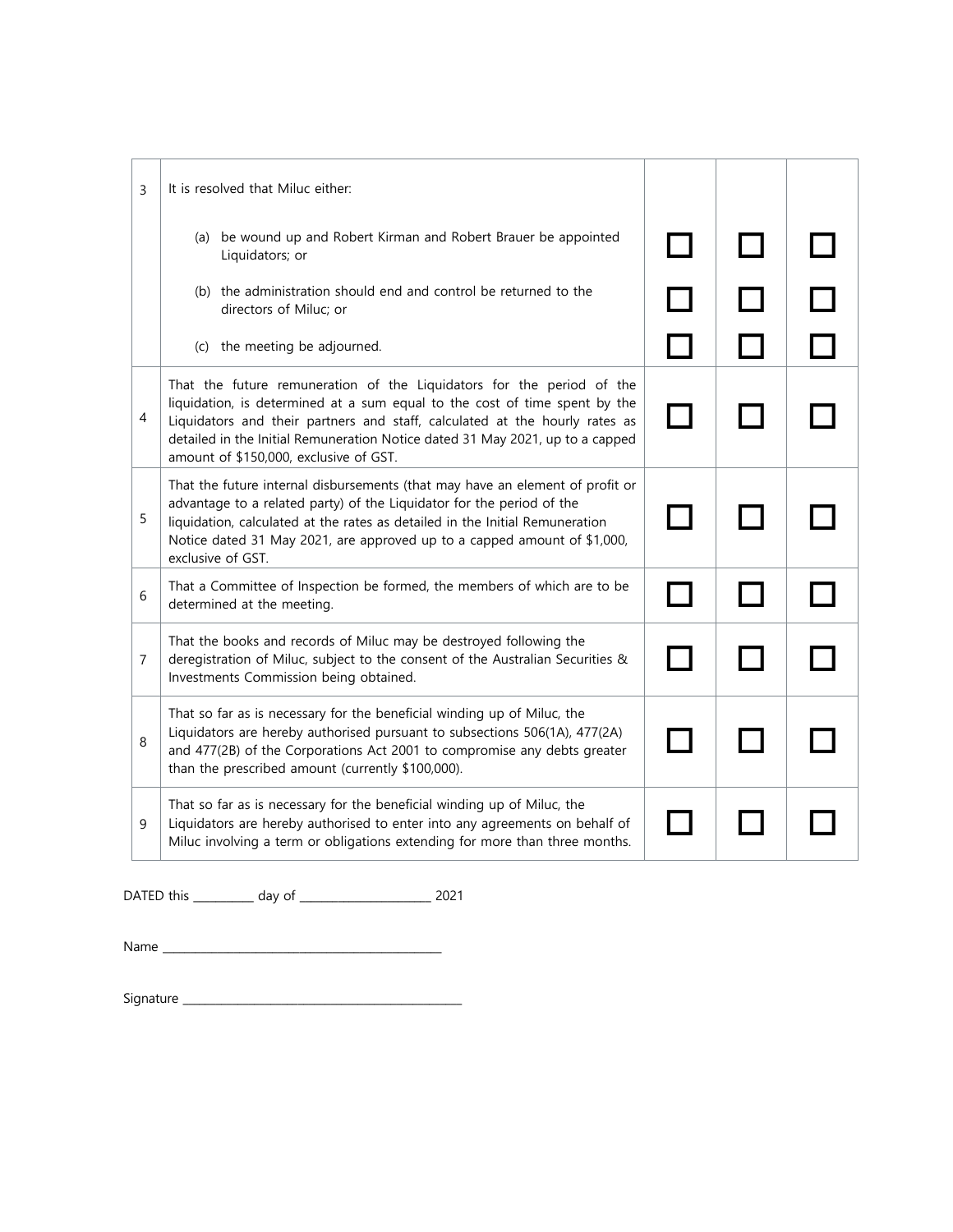| | | | | |
|---|---|---|---|---|
| 3 | It is resolved that Miluc either: | | | |
| | (a) be wound up and Robert Kirman and Robert Brauer be appointed Liquidators; or | ☐ | ☐ | ☐ |
| | (b) the administration should end and control be returned to the directors of Miluc; or | ☐ | ☐ | ☐ |
| | (c) the meeting be adjourned. | ☐ | ☐ | ☐ |
| 4 | That the future remuneration of the Liquidators for the period of the liquidation, is determined at a sum equal to the cost of time spent by the Liquidators and their partners and staff, calculated at the hourly rates as detailed in the Initial Remuneration Notice dated 31 May 2021, up to a capped amount of $150,000, exclusive of GST. | ☐ | ☐ | ☐ |
| 5 | That the future internal disbursements (that may have an element of profit or advantage to a related party) of the Liquidator for the period of the liquidation, calculated at the rates as detailed in the Initial Remuneration Notice dated 31 May 2021, are approved up to a capped amount of $1,000, exclusive of GST. | ☐ | ☐ | ☐ |
| 6 | That a Committee of Inspection be formed, the members of which are to be determined at the meeting. | ☐ | ☐ | ☐ |
| 7 | That the books and records of Miluc may be destroyed following the deregistration of Miluc, subject to the consent of the Australian Securities & Investments Commission being obtained. | ☐ | ☐ | ☐ |
| 8 | That so far as is necessary for the beneficial winding up of Miluc, the Liquidators are hereby authorised pursuant to subsections 506(1A), 477(2A) and 477(2B) of the Corporations Act 2001 to compromise any debts greater than the prescribed amount (currently $100,000). | ☐ | ☐ | ☐ |
| 9 | That so far as is necessary for the beneficial winding up of Miluc, the Liquidators are hereby authorised to enter into any agreements on behalf of Miluc involving a term or obligations extending for more than three months. | ☐ | ☐ | ☐ |

DATED this __________ day of ______________________ 2021

Name ________________________________________________

Signature ________________________________________________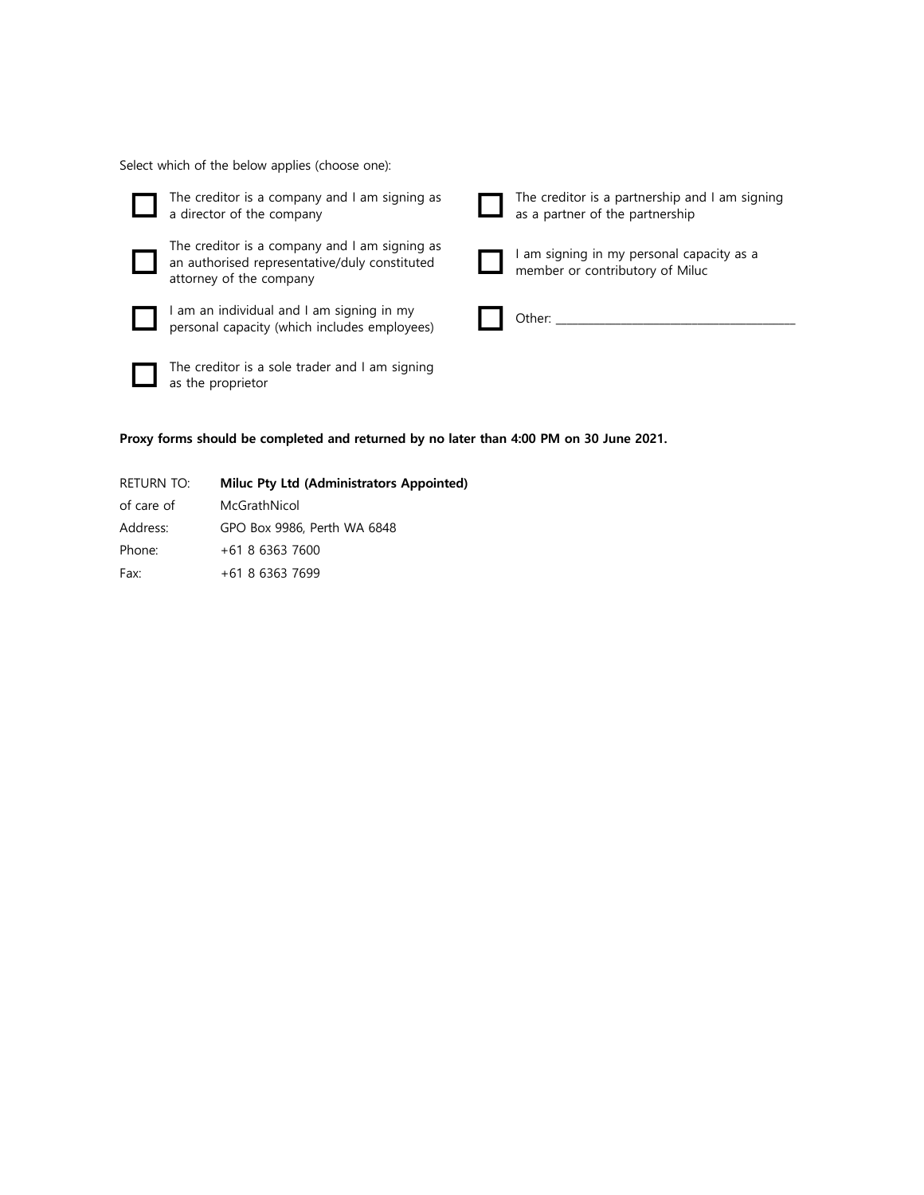Select which of the below applies (choose one):

- ☐ The creditor is a company and I am signing as a director of the company
- ☐ The creditor is a company and I am signing as an authorised representative/duly constituted attorney of the company
- ☐ I am an individual and I am signing in my personal capacity (which includes employees)
- ☐ The creditor is a sole trader and I am signing as the proprietor
- ☐ The creditor is a partnership and I am signing as a partner of the partnership
- ☐ I am signing in my personal capacity as a member or contributory of Miluc
- ☐ Other: ______________________________________

**Proxy forms should be completed and returned by no later than 4:00 PM on 30 June 2021.**

| | |
|---|---|
| RETURN TO: | **Miluc Pty Ltd (Administrators Appointed)** |
| of care of | McGrathNicol |
| Address: | GPO Box 9986, Perth WA 6848 |
| Phone: | +61 8 6363 7600 |
| Fax: | +61 8 6363 7699 |